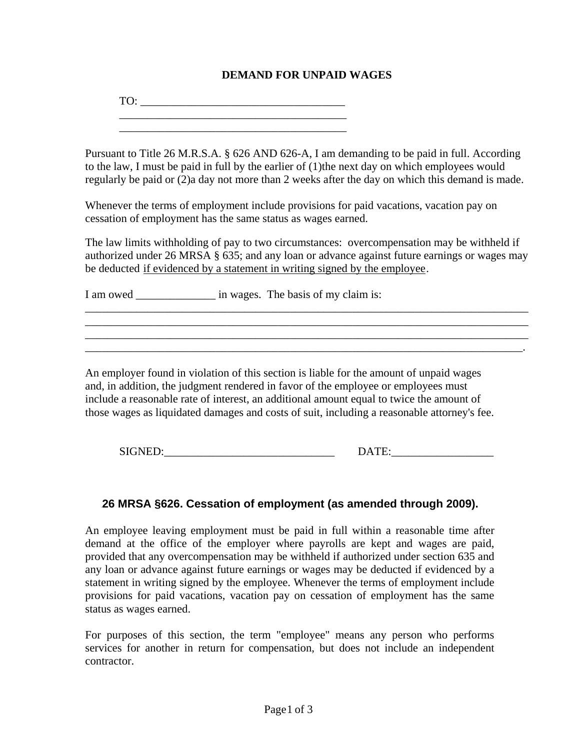# DEMAND FOR UNPAID WAGES

TO: ____________________________________

________________________________________

________________________________________

Pursuant to Title 26 M.R.S.A. § 626 AND 626-A, I am demanding to be paid in full. According to the law, I must be paid in full by the earlier of (1)the next day on which employees would regularly be paid or (2)a day not more than 2 weeks after the day on which this demand is made.

Whenever the terms of employment include provisions for paid vacations, vacation pay on cessation of employment has the same status as wages earned.

The law limits withholding of pay to two circumstances: overcompensation may be withheld if authorized under 26 MRSA § 635; and any loan or advance against future earnings or wages may be deducted <u>if evidenced by a statement in writing signed by the employee</u>.

I am owed ______________ in wages. The basis of my claim is:

______________________________________________________________________________

______________________________________________________________________________

______________________________________________________________________________

_____________________________________________________________________________.

An employer found in violation of this section is liable for the amount of unpaid wages and, in addition, the judgment rendered in favor of the employee or employees must include a reasonable rate of interest, an additional amount equal to twice the amount of those wages as liquidated damages and costs of suit, including a reasonable attorney's fee.

SIGNED:_______________________________ DATE:__________________

## 26 MRSA §626. Cessation of employment (as amended through 2009).

An employee leaving employment must be paid in full within a reasonable time after demand at the office of the employer where payrolls are kept and wages are paid, provided that any overcompensation may be withheld if authorized under section 635 and any loan or advance against future earnings or wages may be deducted if evidenced by a statement in writing signed by the employee. Whenever the terms of employment include provisions for paid vacations, vacation pay on cessation of employment has the same status as wages earned.

For purposes of this section, the term "employee" means any person who performs services for another in return for compensation, but does not include an independent contractor.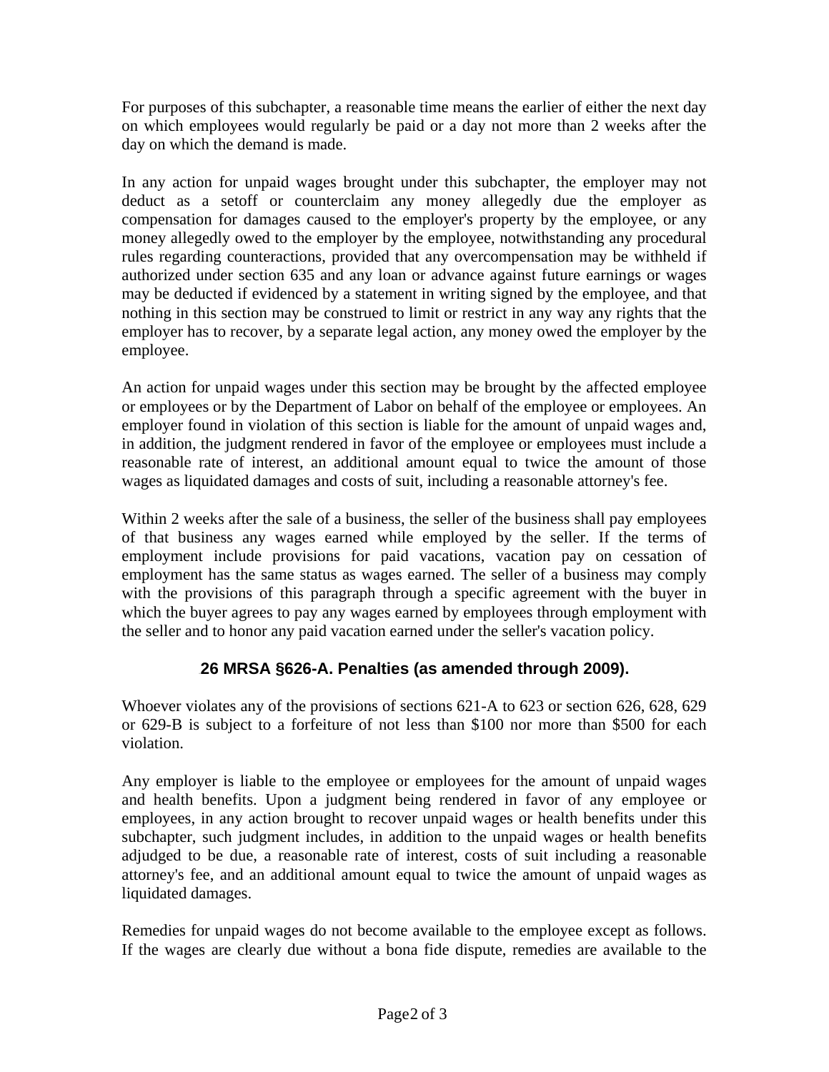For purposes of this subchapter, a reasonable time means the earlier of either the next day on which employees would regularly be paid or a day not more than 2 weeks after the day on which the demand is made.

In any action for unpaid wages brought under this subchapter, the employer may not deduct as a setoff or counterclaim any money allegedly due the employer as compensation for damages caused to the employer's property by the employee, or any money allegedly owed to the employer by the employee, notwithstanding any procedural rules regarding counteractions, provided that any overcompensation may be withheld if authorized under section 635 and any loan or advance against future earnings or wages may be deducted if evidenced by a statement in writing signed by the employee, and that nothing in this section may be construed to limit or restrict in any way any rights that the employer has to recover, by a separate legal action, any money owed the employer by the employee.

An action for unpaid wages under this section may be brought by the affected employee or employees or by the Department of Labor on behalf of the employee or employees. An employer found in violation of this section is liable for the amount of unpaid wages and, in addition, the judgment rendered in favor of the employee or employees must include a reasonable rate of interest, an additional amount equal to twice the amount of those wages as liquidated damages and costs of suit, including a reasonable attorney's fee.

Within 2 weeks after the sale of a business, the seller of the business shall pay employees of that business any wages earned while employed by the seller. If the terms of employment include provisions for paid vacations, vacation pay on cessation of employment has the same status as wages earned. The seller of a business may comply with the provisions of this paragraph through a specific agreement with the buyer in which the buyer agrees to pay any wages earned by employees through employment with the seller and to honor any paid vacation earned under the seller's vacation policy.

## 26 MRSA §626-A. Penalties (as amended through 2009).

Whoever violates any of the provisions of sections 621-A to 623 or section 626, 628, 629 or 629-B is subject to a forfeiture of not less than $100 nor more than $500 for each violation.

Any employer is liable to the employee or employees for the amount of unpaid wages and health benefits. Upon a judgment being rendered in favor of any employee or employees, in any action brought to recover unpaid wages or health benefits under this subchapter, such judgment includes, in addition to the unpaid wages or health benefits adjudged to be due, a reasonable rate of interest, costs of suit including a reasonable attorney's fee, and an additional amount equal to twice the amount of unpaid wages as liquidated damages.

Remedies for unpaid wages do not become available to the employee except as follows. If the wages are clearly due without a bona fide dispute, remedies are available to the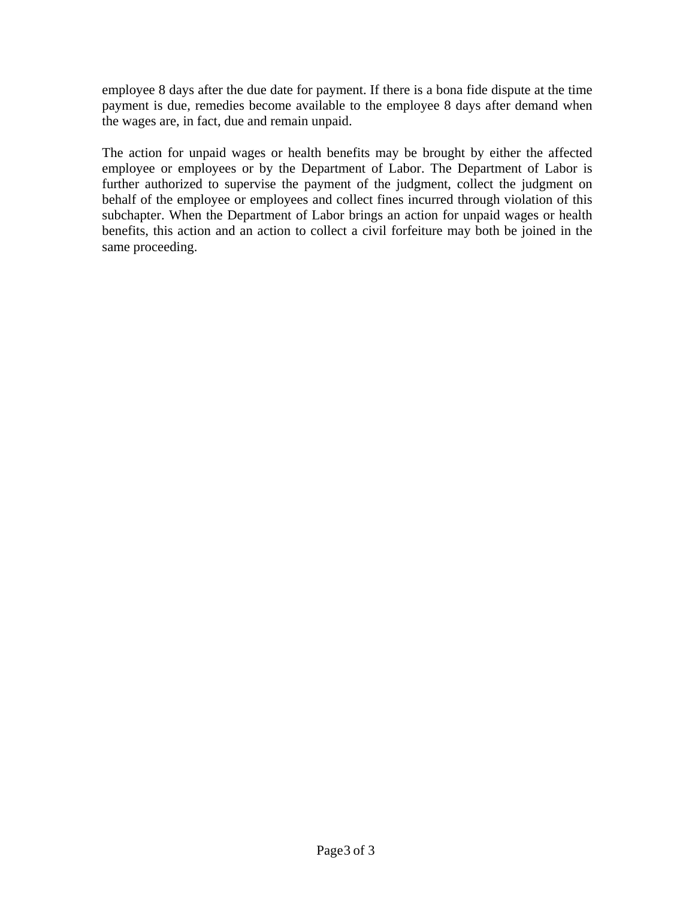employee 8 days after the due date for payment. If there is a bona fide dispute at the time payment is due, remedies become available to the employee 8 days after demand when the wages are, in fact, due and remain unpaid.

The action for unpaid wages or health benefits may be brought by either the affected employee or employees or by the Department of Labor. The Department of Labor is further authorized to supervise the payment of the judgment, collect the judgment on behalf of the employee or employees and collect fines incurred through violation of this subchapter. When the Department of Labor brings an action for unpaid wages or health benefits, this action and an action to collect a civil forfeiture may both be joined in the same proceeding.